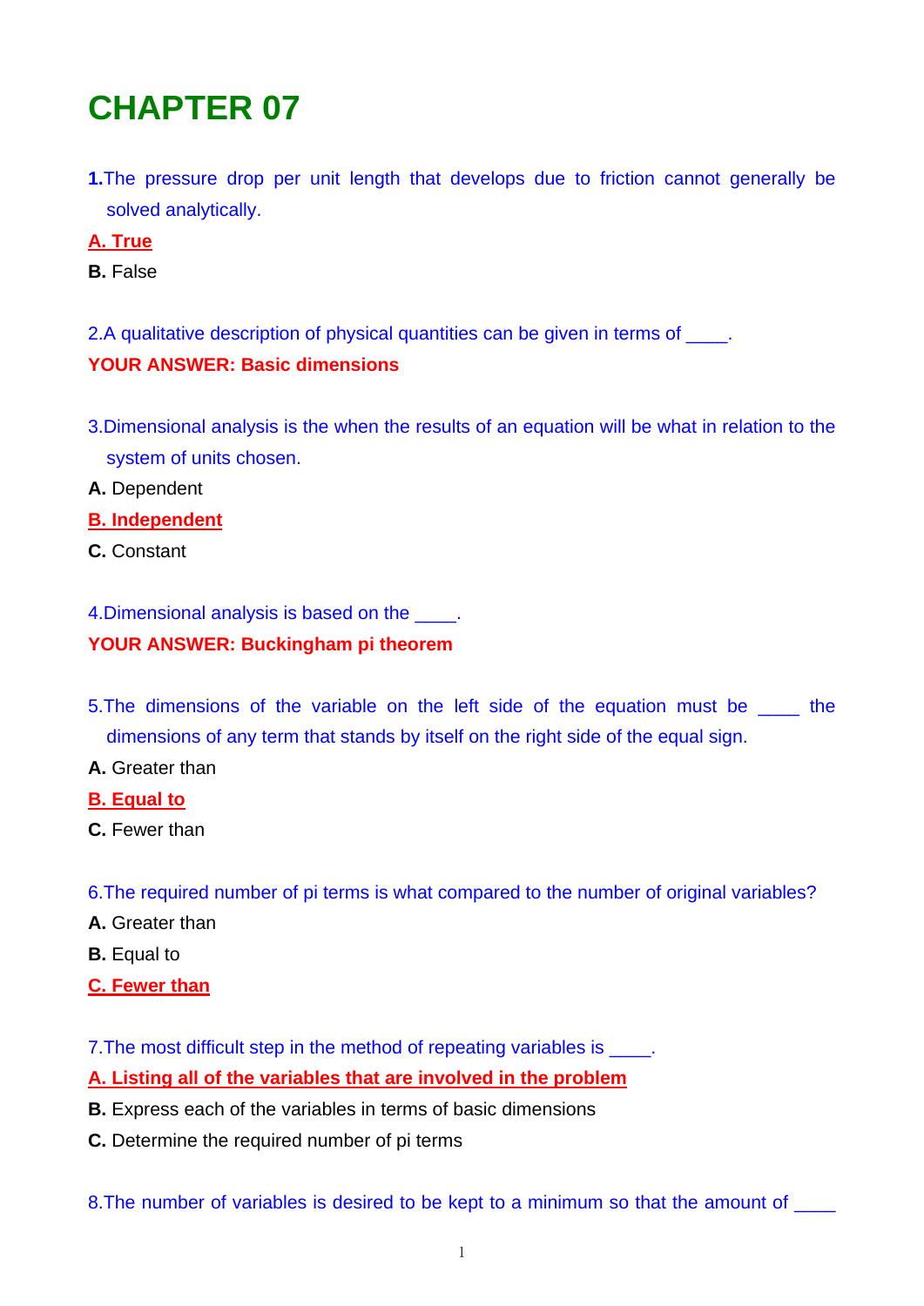# CHAPTER 07

**1.** The pressure drop per unit length that develops due to friction cannot generally be solved analytically.

**A. True**

**B.** False

2. A qualitative description of physical quantities can be given in terms of ____.

**YOUR ANSWER: Basic dimensions**

3. Dimensional analysis is the when the results of an equation will be what in relation to the system of units chosen.

**A.** Dependent

**B. Independent**

**C.** Constant

4. Dimensional analysis is based on the ____.

**YOUR ANSWER: Buckingham pi theorem**

5. The dimensions of the variable on the left side of the equation must be ____ the dimensions of any term that stands by itself on the right side of the equal sign.

**A.** Greater than

**B. Equal to**

**C.** Fewer than

6. The required number of pi terms is what compared to the number of original variables?

**A.** Greater than

**B.** Equal to

**C. Fewer than**

7. The most difficult step in the method of repeating variables is ____.

**A. Listing all of the variables that are involved in the problem**

**B.** Express each of the variables in terms of basic dimensions

**C.** Determine the required number of pi terms

8. The number of variables is desired to be kept to a minimum so that the amount of ____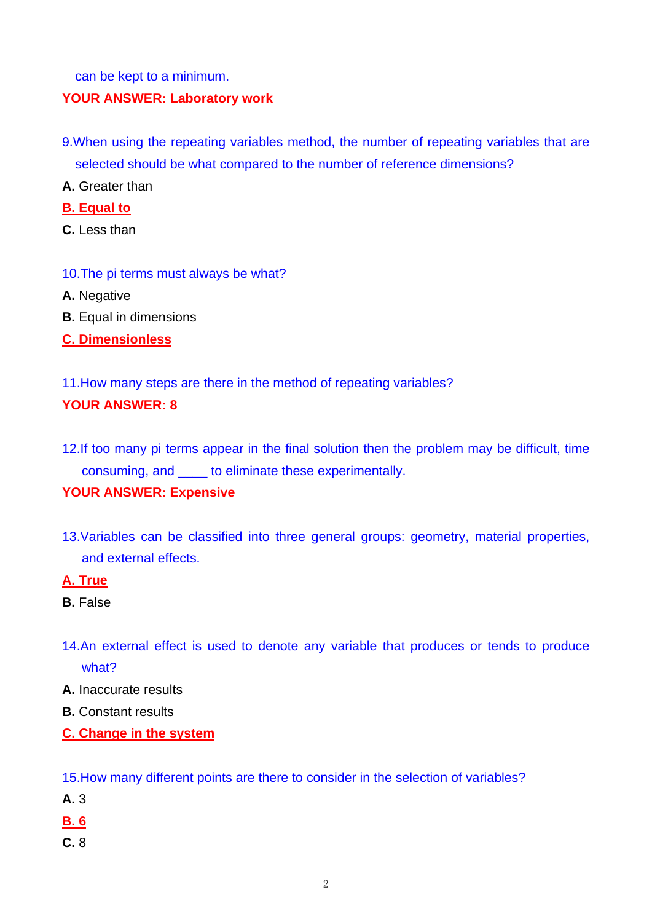can be kept to a minimum.

**YOUR ANSWER: Laboratory work**

9.When using the repeating variables method, the number of repeating variables that are selected should be what compared to the number of reference dimensions?

**A.** Greater than

**B. Equal to**

**C.** Less than

10.The pi terms must always be what?

**A.** Negative

**B.** Equal in dimensions

**C. Dimensionless**

11.How many steps are there in the method of repeating variables?

**YOUR ANSWER: 8**

12.If too many pi terms appear in the final solution then the problem may be difficult, time consuming, and ____ to eliminate these experimentally.

**YOUR ANSWER: Expensive**

13.Variables can be classified into three general groups: geometry, material properties, and external effects.

**A. True**

**B.** False

14.An external effect is used to denote any variable that produces or tends to produce what?

**A.** Inaccurate results

**B.** Constant results

**C. Change in the system**

15.How many different points are there to consider in the selection of variables?

**A.** 3

**B. 6**

**C.** 8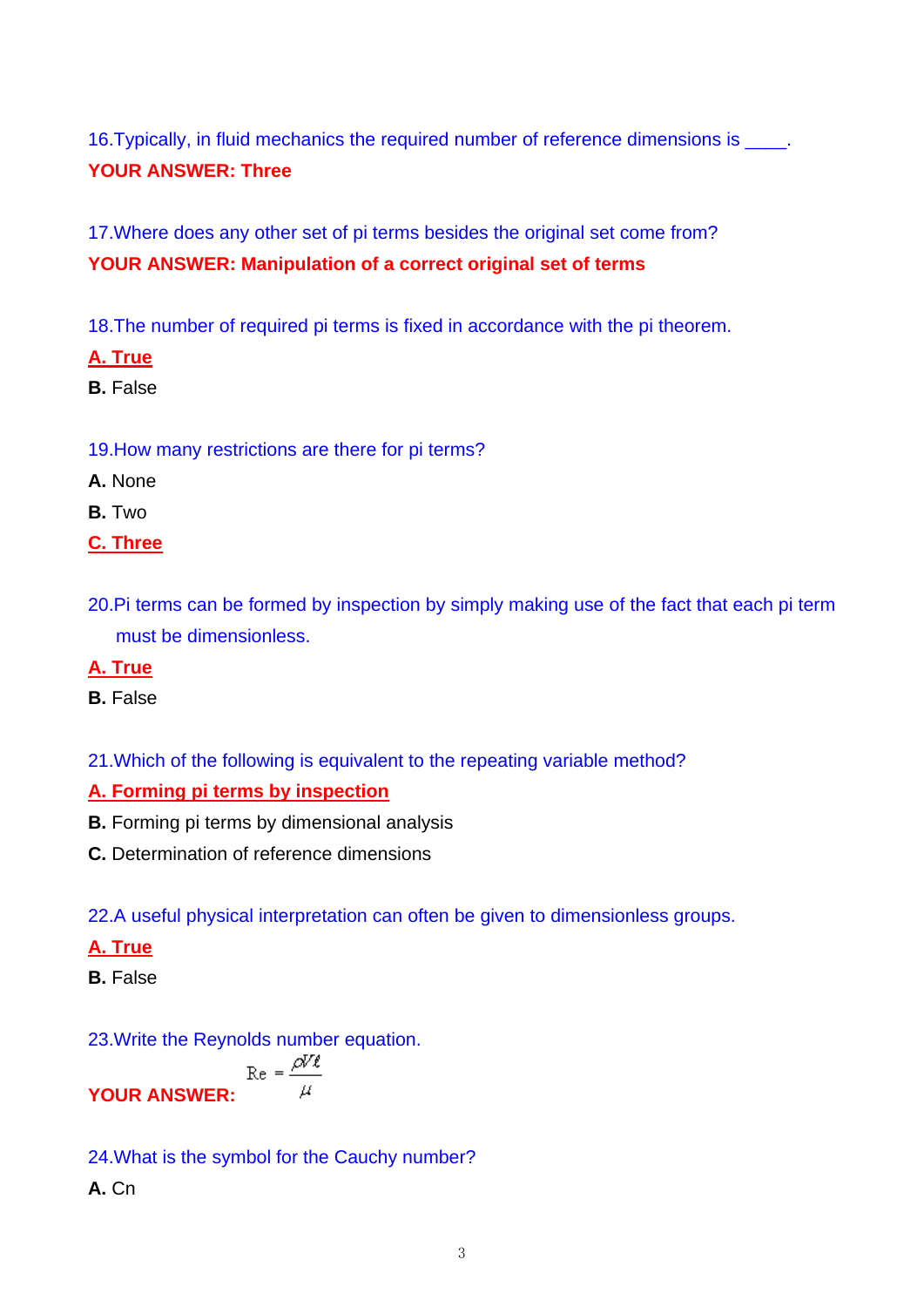16.Typically, in fluid mechanics the required number of reference dimensions is ____.

**YOUR ANSWER: Three**

17.Where does any other set of pi terms besides the original set come from?

**YOUR ANSWER: Manipulation of a correct original set of terms**

18.The number of required pi terms is fixed in accordance with the pi theorem.

**A. True**

**B.** False

19.How many restrictions are there for pi terms?

**A.** None

**B.** Two

**C. Three**

20.Pi terms can be formed by inspection by simply making use of the fact that each pi term must be dimensionless.

**A. True**

**B.** False

21.Which of the following is equivalent to the repeating variable method?

**A. Forming pi terms by inspection**

**B.** Forming pi terms by dimensional analysis

**C.** Determination of reference dimensions

22.A useful physical interpretation can often be given to dimensionless groups.

**A. True**

**B.** False

23.Write the Reynolds number equation.

**YOUR ANSWER:** $\mathrm{Re} = \dfrac{\rho V \ell}{\mu}$

24.What is the symbol for the Cauchy number?

**A.** Cn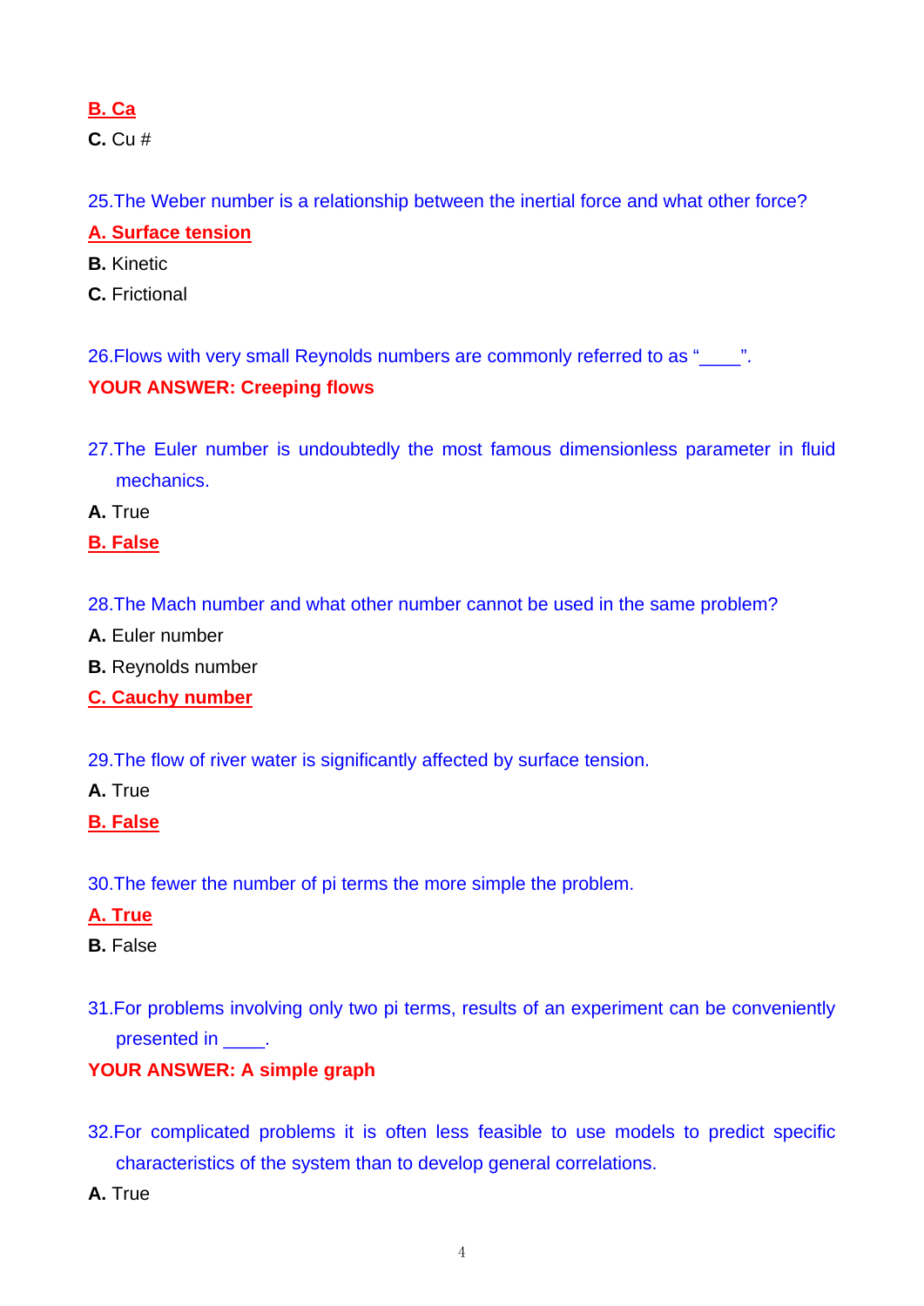**B. Ca**

**C.** Cu #

25.The Weber number is a relationship between the inertial force and what other force?

**A. Surface tension**

**B.** Kinetic

**C.** Frictional

26.Flows with very small Reynolds numbers are commonly referred to as "____".

**YOUR ANSWER: Creeping flows**

27.The Euler number is undoubtedly the most famous dimensionless parameter in fluid mechanics.

**A.** True

**B. False**

28.The Mach number and what other number cannot be used in the same problem?

**A.** Euler number

**B.** Reynolds number

**C. Cauchy number**

29.The flow of river water is significantly affected by surface tension.

**A.** True

**B. False**

30.The fewer the number of pi terms the more simple the problem.

**A. True**

**B.** False

31.For problems involving only two pi terms, results of an experiment can be conveniently presented in ____.

**YOUR ANSWER: A simple graph**

32.For complicated problems it is often less feasible to use models to predict specific characteristics of the system than to develop general correlations.

**A.** True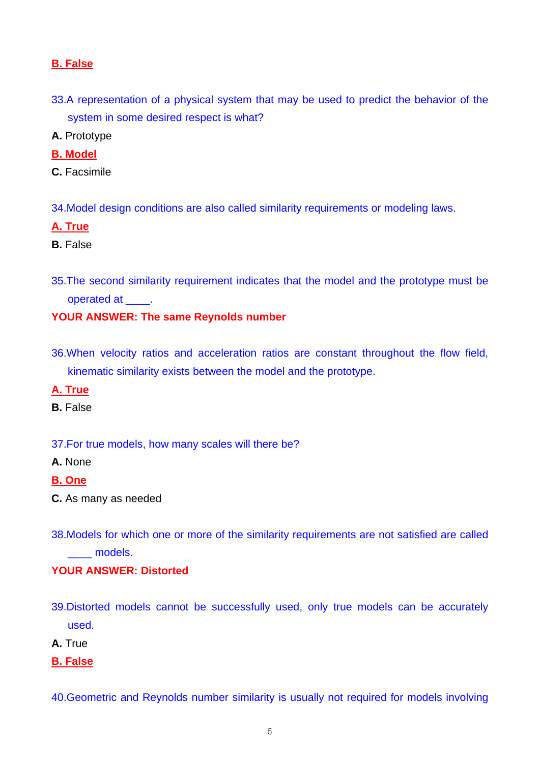**B. False**

33.A representation of a physical system that may be used to predict the behavior of the system in some desired respect is what?

**A.** Prototype

**B. Model**

**C.** Facsimile

34.Model design conditions are also called similarity requirements or modeling laws.

**A. True**

**B.** False

35.The second similarity requirement indicates that the model and the prototype must be operated at ____.

**YOUR ANSWER: The same Reynolds number**

36.When velocity ratios and acceleration ratios are constant throughout the flow field, kinematic similarity exists between the model and the prototype.

**A. True**

**B.** False

37.For true models, how many scales will there be?

**A.** None

**B. One**

**C.** As many as needed

38.Models for which one or more of the similarity requirements are not satisfied are called ____ models.

**YOUR ANSWER: Distorted**

39.Distorted models cannot be successfully used, only true models can be accurately used.

**A.** True

**B. False**

40.Geometric and Reynolds number similarity is usually not required for models involving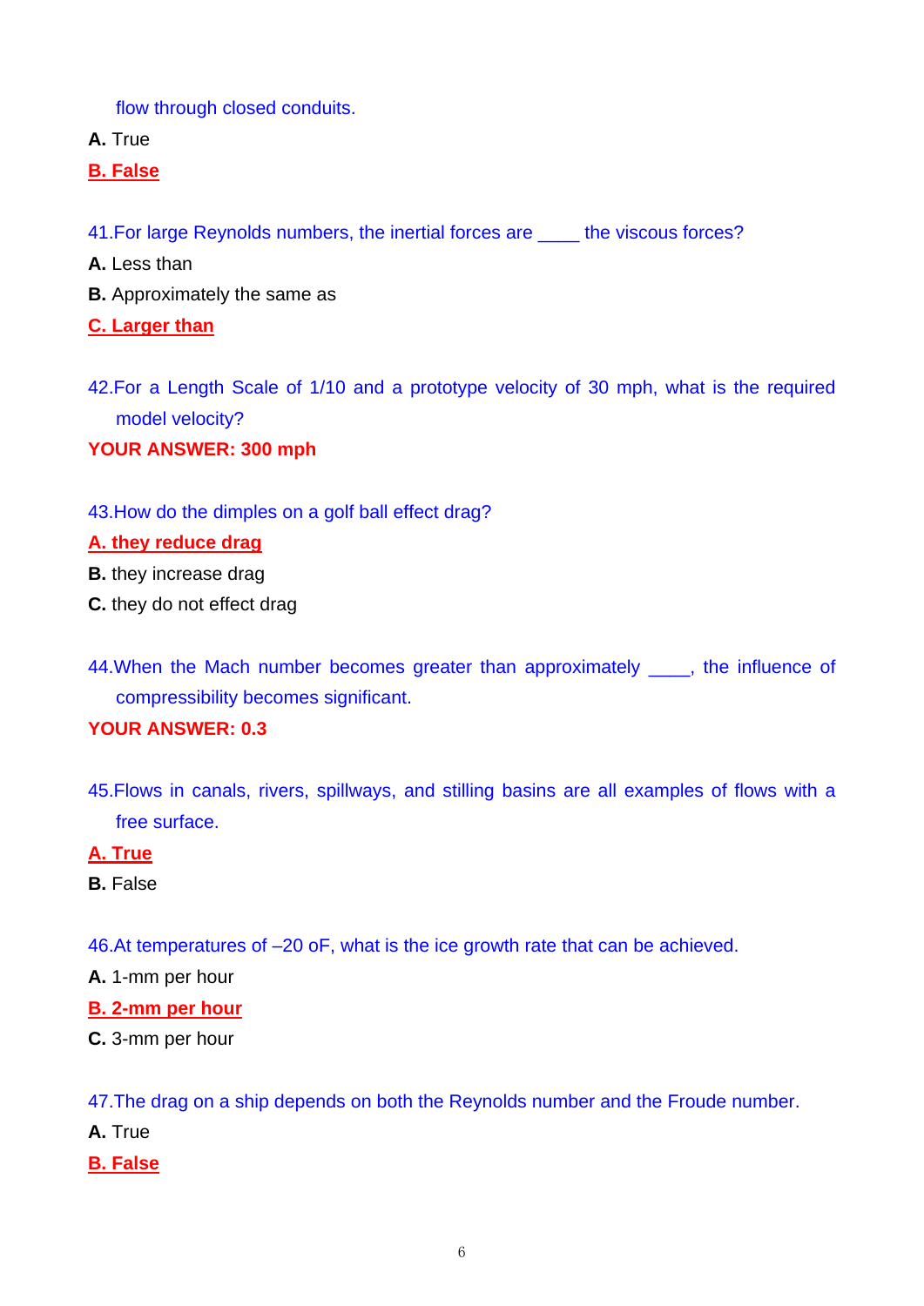flow through closed conduits.

**A.** True

**B. False**

41.For large Reynolds numbers, the inertial forces are ____ the viscous forces?

**A.** Less than

**B.** Approximately the same as

**C. Larger than**

42.For a Length Scale of 1/10 and a prototype velocity of 30 mph, what is the required model velocity?

**YOUR ANSWER: 300 mph**

43.How do the dimples on a golf ball effect drag?

**A. they reduce drag**

**B.** they increase drag

**C.** they do not effect drag

44.When the Mach number becomes greater than approximately ____, the influence of compressibility becomes significant.

**YOUR ANSWER: 0.3**

45.Flows in canals, rivers, spillways, and stilling basins are all examples of flows with a free surface.

**A. True**

**B.** False

46.At temperatures of –20 oF, what is the ice growth rate that can be achieved.

**A.** 1-mm per hour

**B. 2-mm per hour**

**C.** 3-mm per hour

47.The drag on a ship depends on both the Reynolds number and the Froude number.

**A.** True

**B. False**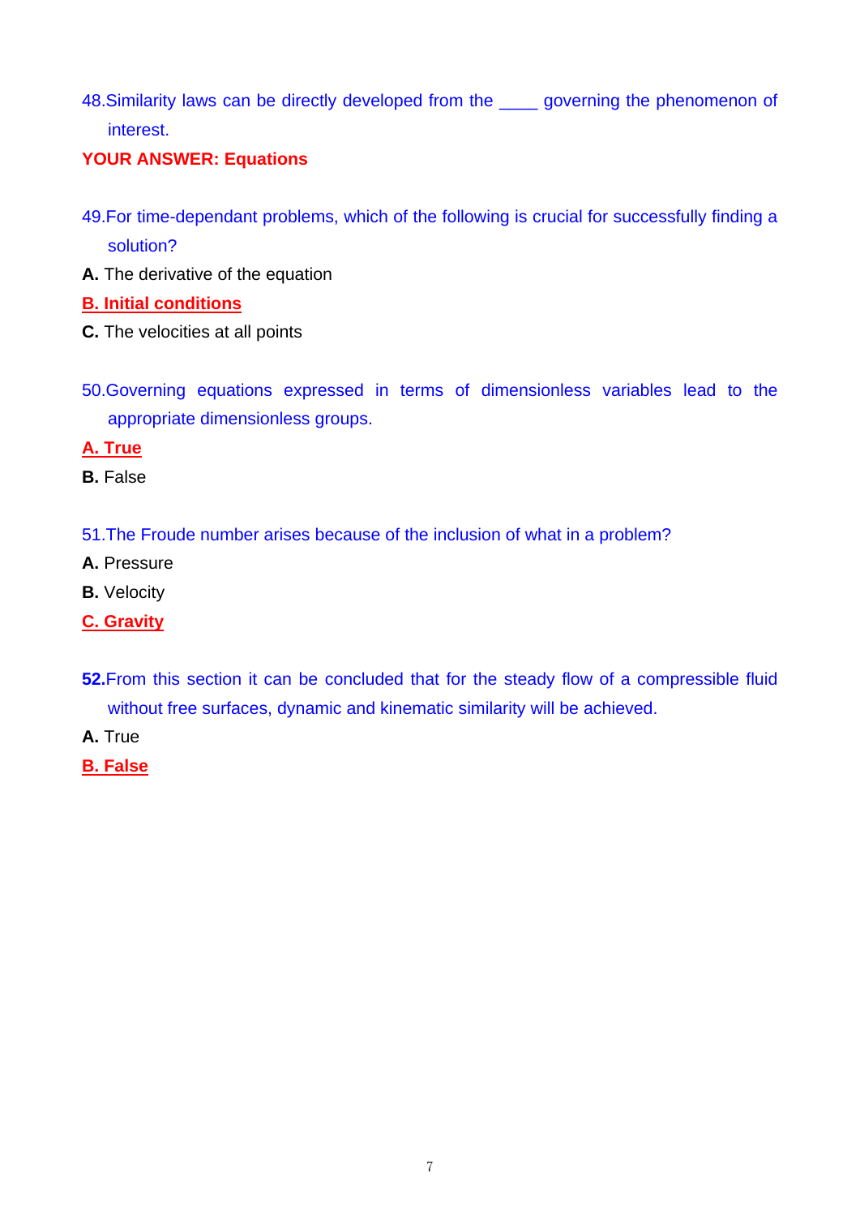48.Similarity laws can be directly developed from the ____ governing the phenomenon of interest.

**YOUR ANSWER: Equations**

49.For time-dependant problems, which of the following is crucial for successfully finding a solution?

**A.** The derivative of the equation

**B. Initial conditions**

**C.** The velocities at all points

50.Governing equations expressed in terms of dimensionless variables lead to the appropriate dimensionless groups.

**A. True**

**B.** False

51.The Froude number arises because of the inclusion of what in a problem?

**A.** Pressure

**B.** Velocity

**C. Gravity**

**52.**From this section it can be concluded that for the steady flow of a compressible fluid without free surfaces, dynamic and kinematic similarity will be achieved.

**A.** True

**B. False**